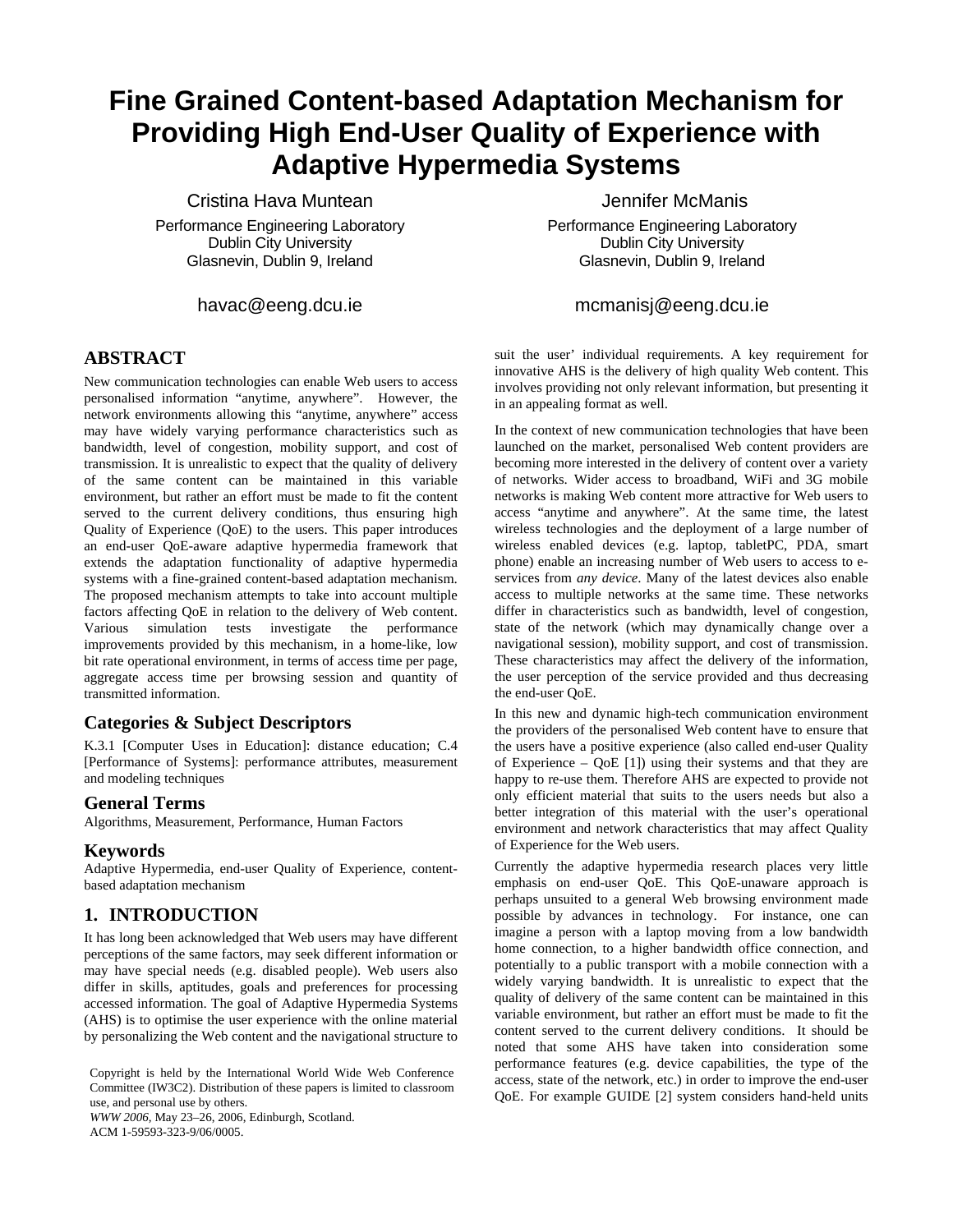# Fine Grained Content-based Adaptation Mechanism for Providing High End-User Quality of Experience with Adaptive Hypermedia Systems

Cristina Hava Muntean
Performance Engineering Laboratory
Dublin City University
Glasnevin, Dublin 9, Ireland

havac@eeng.dcu.ie

Jennifer McManis
Performance Engineering Laboratory
Dublin City University
Glasnevin, Dublin 9, Ireland

mcmanisj@eeng.dcu.ie

## ABSTRACT

New communication technologies can enable Web users to access personalised information "anytime, anywhere". However, the network environments allowing this "anytime, anywhere" access may have widely varying performance characteristics such as bandwidth, level of congestion, mobility support, and cost of transmission. It is unrealistic to expect that the quality of delivery of the same content can be maintained in this variable environment, but rather an effort must be made to fit the content served to the current delivery conditions, thus ensuring high Quality of Experience (QoE) to the users. This paper introduces an end-user QoE-aware adaptive hypermedia framework that extends the adaptation functionality of adaptive hypermedia systems with a fine-grained content-based adaptation mechanism. The proposed mechanism attempts to take into account multiple factors affecting QoE in relation to the delivery of Web content. Various simulation tests investigate the performance improvements provided by this mechanism, in a home-like, low bit rate operational environment, in terms of access time per page, aggregate access time per browsing session and quantity of transmitted information.

### Categories & Subject Descriptors

K.3.1 [Computer Uses in Education]: distance education; C.4 [Performance of Systems]: performance attributes, measurement and modeling techniques

### General Terms

Algorithms, Measurement, Performance, Human Factors

### Keywords

Adaptive Hypermedia, end-user Quality of Experience, content-based adaptation mechanism

## 1. INTRODUCTION

It has long been acknowledged that Web users may have different perceptions of the same factors, may seek different information or may have special needs (e.g. disabled people). Web users also differ in skills, aptitudes, goals and preferences for processing accessed information. The goal of Adaptive Hypermedia Systems (AHS) is to optimise the user experience with the online material by personalizing the Web content and the navigational structure to suit the user' individual requirements. A key requirement for innovative AHS is the delivery of high quality Web content. This involves providing not only relevant information, but presenting it in an appealing format as well.

In the context of new communication technologies that have been launched on the market, personalised Web content providers are becoming more interested in the delivery of content over a variety of networks. Wider access to broadband, WiFi and 3G mobile networks is making Web content more attractive for Web users to access "anytime and anywhere". At the same time, the latest wireless technologies and the deployment of a large number of wireless enabled devices (e.g. laptop, tabletPC, PDA, smart phone) enable an increasing number of Web users to access to e-services from *any device*. Many of the latest devices also enable access to multiple networks at the same time. These networks differ in characteristics such as bandwidth, level of congestion, state of the network (which may dynamically change over a navigational session), mobility support, and cost of transmission. These characteristics may affect the delivery of the information, the user perception of the service provided and thus decreasing the end-user QoE.

In this new and dynamic high-tech communication environment the providers of the personalised Web content have to ensure that the users have a positive experience (also called end-user Quality of Experience – QoE [1]) using their systems and that they are happy to re-use them. Therefore AHS are expected to provide not only efficient material that suits to the users needs but also a better integration of this material with the user's operational environment and network characteristics that may affect Quality of Experience for the Web users.

Currently the adaptive hypermedia research places very little emphasis on end-user QoE. This QoE-unaware approach is perhaps unsuited to a general Web browsing environment made possible by advances in technology. For instance, one can imagine a person with a laptop moving from a low bandwidth home connection, to a higher bandwidth office connection, and potentially to a public transport with a mobile connection with a widely varying bandwidth. It is unrealistic to expect that the quality of delivery of the same content can be maintained in this variable environment, but rather an effort must be made to fit the content served to the current delivery conditions. It should be noted that some AHS have taken into consideration some performance features (e.g. device capabilities, the type of the access, state of the network, etc.) in order to improve the end-user QoE. For example GUIDE [2] system considers hand-held units

Copyright is held by the International World Wide Web Conference Committee (IW3C2). Distribution of these papers is limited to classroom use, and personal use by others.
*WWW 2006,* May 23–26, 2006, Edinburgh, Scotland.
ACM 1-59593-323-9/06/0005.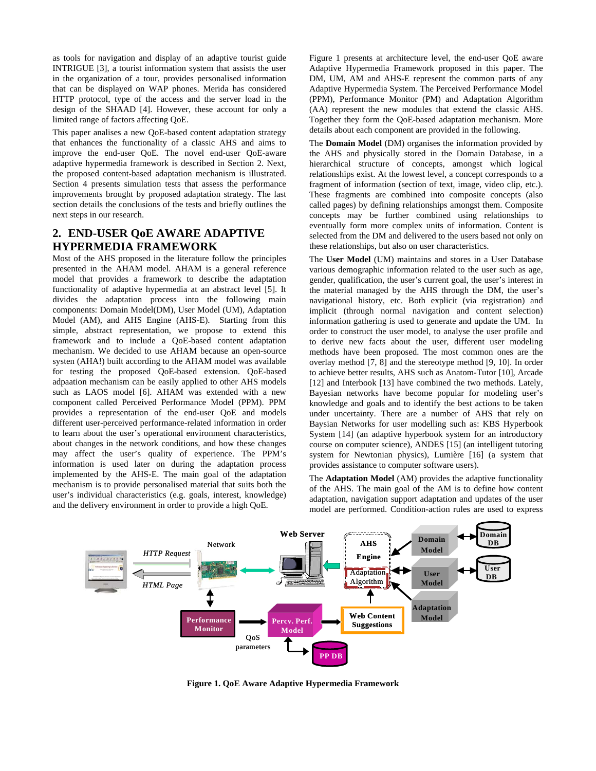as tools for navigation and display of an adaptive tourist guide INTRIGUE [3], a tourist information system that assists the user in the organization of a tour, provides personalised information that can be displayed on WAP phones. Merida has considered HTTP protocol, type of the access and the server load in the design of the SHAAD [4]. However, these account for only a limited range of factors affecting QoE.

This paper analises a new QoE-based content adaptation strategy that enhances the functionality of a classic AHS and aims to improve the end-user QoE. The novel end-user QoE-aware adaptive hypermedia framework is described in Section 2. Next, the proposed content-based adaptation mechanism is illustrated. Section 4 presents simulation tests that assess the performance improvements brought by proposed adaptation strategy. The last section details the conclusions of the tests and briefly outlines the next steps in our research.

## 2. END-USER QoE AWARE ADAPTIVE HYPERMEDIA FRAMEWORK

Most of the AHS proposed in the literature follow the principles presented in the AHAM model. AHAM is a general reference model that provides a framework to describe the adaptation functionality of adaptive hypermedia at an abstract level [5]. It divides the adaptation process into the following main components: Domain Model(DM), User Model (UM), Adaptation Model (AM), and AHS Engine (AHS-E). Starting from this simple, abstract representation, we propose to extend this framework and to include a QoE-based content adaptation mechanism. We decided to use AHAM because an open-source systen (AHA!) built according to the AHAM model was available for testing the proposed QoE-based extension. QoE-based adpaation mechanism can be easily applied to other AHS models such as LAOS model [6]. AHAM was extended with a new component called Perceived Performance Model (PPM). PPM provides a representation of the end-user QoE and models different user-perceived performance-related information in order to learn about the user's operational environment characteristics, about changes in the network conditions, and how these changes may affect the user's quality of experience. The PPM's information is used later on during the adaptation process implemented by the AHS-E. The main goal of the adaptation mechanism is to provide personalised material that suits both the user's individual characteristics (e.g. goals, interest, knowledge) and the delivery environment in order to provide a high QoE.

Figure 1 presents at architecture level, the end-user QoE aware Adaptive Hypermedia Framework proposed in this paper. The DM, UM, AM and AHS-E represent the common parts of any Adaptive Hypermedia System. The Perceived Performance Model (PPM), Performance Monitor (PM) and Adaptation Algorithm (AA) represent the new modules that extend the classic AHS. Together they form the QoE-based adaptation mechanism. More details about each component are provided in the following.

The **Domain Model** (DM) organises the information provided by the AHS and physically stored in the Domain Database, in a hierarchical structure of concepts, amongst which logical relationships exist. At the lowest level, a concept corresponds to a fragment of information (section of text, image, video clip, etc.). These fragments are combined into composite concepts (also called pages) by defining relationships amongst them. Composite concepts may be further combined using relationships to eventually form more complex units of information. Content is selected from the DM and delivered to the users based not only on these relationships, but also on user characteristics.

The **User Model** (UM) maintains and stores in a User Database various demographic information related to the user such as age, gender, qualification, the user's current goal, the user's interest in the material managed by the AHS through the DM, the user's navigational history, etc. Both explicit (via registration) and implicit (through normal navigation and content selection) information gathering is used to generate and update the UM. In order to construct the user model, to analyse the user profile and to derive new facts about the user, different user modeling methods have been proposed. The most common ones are the overlay method [7, 8] and the stereotype method [9, 10]. In order to achieve better results, AHS such as Anatom-Tutor [10], Arcade [12] and Interbook [13] have combined the two methods. Lately, Bayesian networks have become popular for modeling user's knowledge and goals and to identify the best actions to be taken under uncertainty. There are a number of AHS that rely on Baysian Networks for user modelling such as: KBS Hyperbook System [14] (an adaptive hyperbook system for an introductory course on computer science), ANDES [15] (an intelligent tutoring system for Newtonian physics), Lumière [16] (a system that provides assistance to computer software users).

The **Adaptation Model** (AM) provides the adaptive functionality of the AHS. The main goal of the AM is to define how content adaptation, navigation support adaptation and updates of the user model are performed. Condition-action rules are used to express

**Figure 1. QoE Aware Adaptive Hypermedia Framework**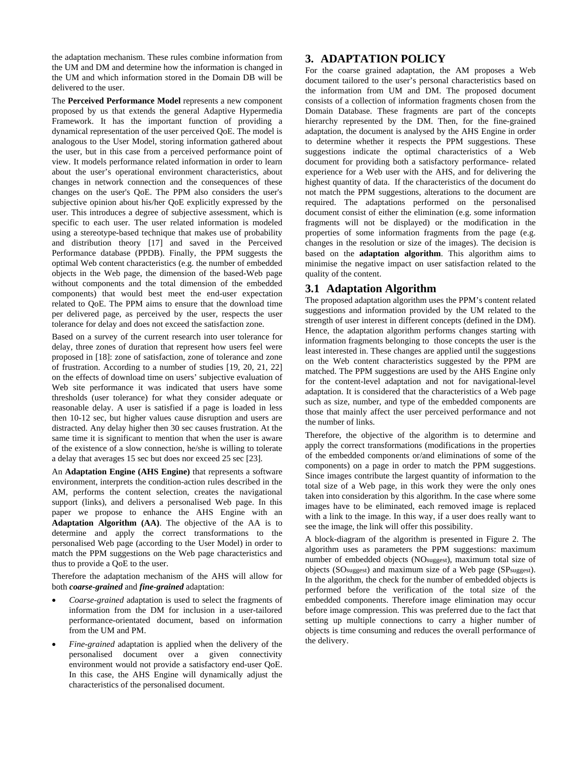the adaptation mechanism. These rules combine information from the UM and DM and determine how the information is changed in the UM and which information stored in the Domain DB will be delivered to the user.

The **Perceived Performance Model** represents a new component proposed by us that extends the general Adaptive Hypermedia Framework. It has the important function of providing a dynamical representation of the user perceived QoE. The model is analogous to the User Model, storing information gathered about the user, but in this case from a perceived performance point of view. It models performance related information in order to learn about the user's operational environment characteristics, about changes in network connection and the consequences of these changes on the user's QoE. The PPM also considers the user's subjective opinion about his/her QoE explicitly expressed by the user. This introduces a degree of subjective assessment, which is specific to each user. The user related information is modeled using a stereotype-based technique that makes use of probability and distribution theory [17] and saved in the Perceived Performance database (PPDB). Finally, the PPM suggests the optimal Web content characteristics (e.g. the number of embedded objects in the Web page, the dimension of the based-Web page without components and the total dimension of the embedded components) that would best meet the end-user expectation related to QoE. The PPM aims to ensure that the download time per delivered page, as perceived by the user, respects the user tolerance for delay and does not exceed the satisfaction zone.

Based on a survey of the current research into user tolerance for delay, three zones of duration that represent how users feel were proposed in [18]: zone of satisfaction, zone of tolerance and zone of frustration. According to a number of studies [19, 20, 21, 22] on the effects of download time on users' subjective evaluation of Web site performance it was indicated that users have some thresholds (user tolerance) for what they consider adequate or reasonable delay. A user is satisfied if a page is loaded in less then 10-12 sec, but higher values cause disruption and users are distracted. Any delay higher then 30 sec causes frustration. At the same time it is significant to mention that when the user is aware of the existence of a slow connection, he/she is willing to tolerate a delay that averages 15 sec but does nor exceed 25 sec [23].

An **Adaptation Engine (AHS Engine)** that represents a software environment, interprets the condition-action rules described in the AM, performs the content selection, creates the navigational support (links), and delivers a personalised Web page. In this paper we propose to enhance the AHS Engine with an **Adaptation Algorithm (AA)**. The objective of the AA is to determine and apply the correct transformations to the personalised Web page (according to the User Model) in order to match the PPM suggestions on the Web page characteristics and thus to provide a QoE to the user.

Therefore the adaptation mechanism of the AHS will allow for both ***coarse-grained*** and ***fine-grained*** adaptation:

- *Coarse-grained* adaptation is used to select the fragments of information from the DM for inclusion in a user-tailored performance-orientated document, based on information from the UM and PM.
- *Fine-grained* adaptation is applied when the delivery of the personalised document over a given connectivity environment would not provide a satisfactory end-user QoE. In this case, the AHS Engine will dynamically adjust the characteristics of the personalised document.

## 3. ADAPTATION POLICY

For the coarse grained adaptation, the AM proposes a Web document tailored to the user's personal characteristics based on the information from UM and DM. The proposed document consists of a collection of information fragments chosen from the Domain Database. These fragments are part of the concepts hierarchy represented by the DM. Then, for the fine-grained adaptation, the document is analysed by the AHS Engine in order to determine whether it respects the PPM suggestions. These suggestions indicate the optimal characteristics of a Web document for providing both a satisfactory performance- related experience for a Web user with the AHS, and for delivering the highest quantity of data. If the characteristics of the document do not match the PPM suggestions, alterations to the document are required. The adaptations performed on the personalised document consist of either the elimination (e.g. some information fragments will not be displayed) or the modification in the properties of some information fragments from the page (e.g. changes in the resolution or size of the images). The decision is based on the **adaptation algorithm**. This algorithm aims to minimise the negative impact on user satisfaction related to the quality of the content.

### 3.1 Adaptation Algorithm

The proposed adaptation algorithm uses the PPM's content related suggestions and information provided by the UM related to the strength of user interest in different concepts (defined in the DM). Hence, the adaptation algorithm performs changes starting with information fragments belonging to those concepts the user is the least interested in. These changes are applied until the suggestions on the Web content characteristics suggested by the PPM are matched. The PPM suggestions are used by the AHS Engine only for the content-level adaptation and not for navigational-level adaptation. It is considered that the characteristics of a Web page such as size, number, and type of the embedded components are those that mainly affect the user perceived performance and not the number of links.

Therefore, the objective of the algorithm is to determine and apply the correct transformations (modifications in the properties of the embedded components or/and eliminations of some of the components) on a page in order to match the PPM suggestions. Since images contribute the largest quantity of information to the total size of a Web page, in this work they were the only ones taken into consideration by this algorithm. In the case where some images have to be eliminated, each removed image is replaced with a link to the image. In this way, if a user does really want to see the image, the link will offer this possibility.

A block-diagram of the algorithm is presented in Figure 2. The algorithm uses as parameters the PPM suggestions: maximum number of embedded objects ($NO_{suggest}$), maximum total size of objects ($SO_{suggest}$) and maximum size of a Web page ($SP_{suggest}$). In the algorithm, the check for the number of embedded objects is performed before the verification of the total size of the embedded components. Therefore image elimination may occur before image compression. This was preferred due to the fact that setting up multiple connections to carry a higher number of objects is time consuming and reduces the overall performance of the delivery.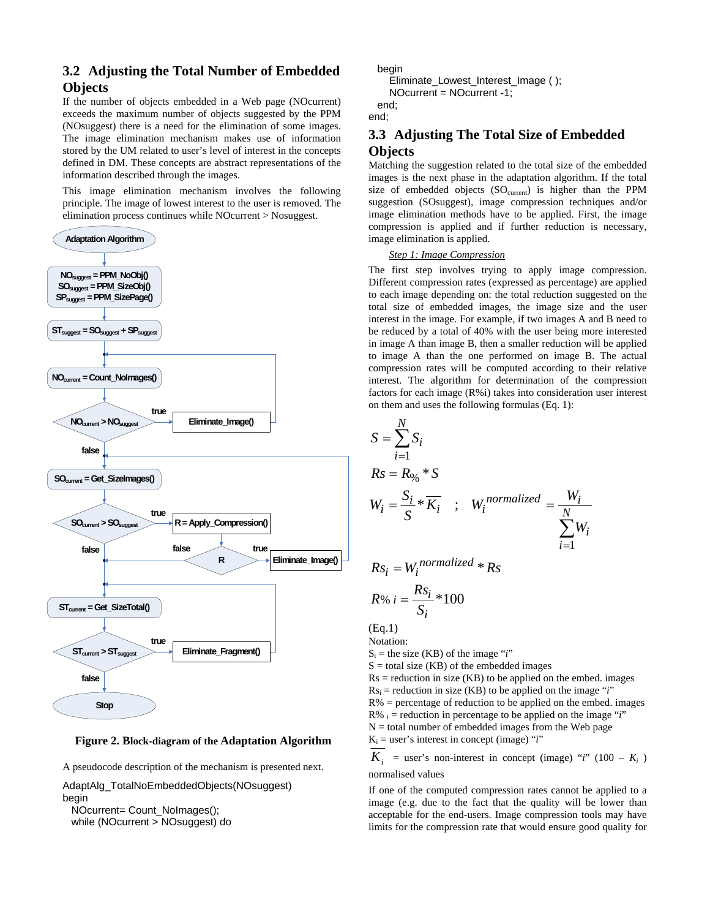## 3.2 Adjusting the Total Number of Embedded Objects

If the number of objects embedded in a Web page (NOcurrent) exceeds the maximum number of objects suggested by the PPM (NOsuggest) there is a need for the elimination of some images. The image elimination mechanism makes use of information stored by the UM related to user's level of interest in the concepts defined in DM. These concepts are abstract representations of the information described through the images.

This image elimination mechanism involves the following principle. The image of lowest interest to the user is removed. The elimination process continues while NOcurrent > Nosuggest.

**Figure 2. Block-diagram of the Adaptation Algorithm**

A pseudocode description of the mechanism is presented next.

```
AdaptAlg_TotalNoEmbeddedObjects(NOsuggest)
begin
  NOcurrent= Count_NoImages();
  while (NOcurrent > NOsuggest) do
    begin
      Eliminate_Lowest_Interest_Image ( );
      NOcurrent = NOcurrent -1;
    end;
end;
```

## 3.3 Adjusting The Total Size of Embedded Objects

Matching the suggestion related to the total size of the embedded images is the next phase in the adaptation algorithm. If the total size of embedded objects ($SO_{current}$) is higher than the PPM suggestion (SOsuggest), image compression techniques and/or image elimination methods have to be applied. First, the image compression is applied and if further reduction is necessary, image elimination is applied.

*Step 1: Image Compression*

The first step involves trying to apply image compression. Different compression rates (expressed as percentage) are applied to each image depending on: the total reduction suggested on the total size of embedded images, the image size and the user interest in the image. For example, if two images A and B need to be reduced by a total of 40% with the user being more interested in image A than image B, then a smaller reduction will be applied to image A than the one performed on image B. The actual compression rates will be computed according to their relative interest. The algorithm for determination of the compression factors for each image (R%i) takes into consideration user interest on them and uses the following formulas (Eq. 1):

$$S = \sum_{i=1}^{N} S_i$$

$$Rs = R_{\%} * S$$

$$W_i = \frac{S_i}{S} * \overline{K_i} \quad ; \quad W_i^{normalized} = \frac{W_i}{\sum_{i=1}^{N} W_i}$$

$$Rs_i = W_i^{normalized} * Rs$$

$$R\%\, i = \frac{Rs_i}{S_i} * 100$$

(Eq.1)

Notation:

$S_i$ = the size (KB) of the image "*i*"

S = total size (KB) of the embedded images

Rs = reduction in size (KB) to be applied on the embed. images

$Rs_i$ = reduction in size (KB) to be applied on the image "*i*"

R% = percentage of reduction to be applied on the embed. images

$R\%_i$ = reduction in percentage to be applied on the image "*i*"

N = total number of embedded images from the Web page

$K_i$ = user's interest in concept (image) "*i*"

$\overline{K_i}$ = user's non-interest in concept (image) "*i*" ($100 - K_i$) normalised values

If one of the computed compression rates cannot be applied to a image (e.g. due to the fact that the quality will be lower than acceptable for the end-users. Image compression tools may have limits for the compression rate that would ensure good quality for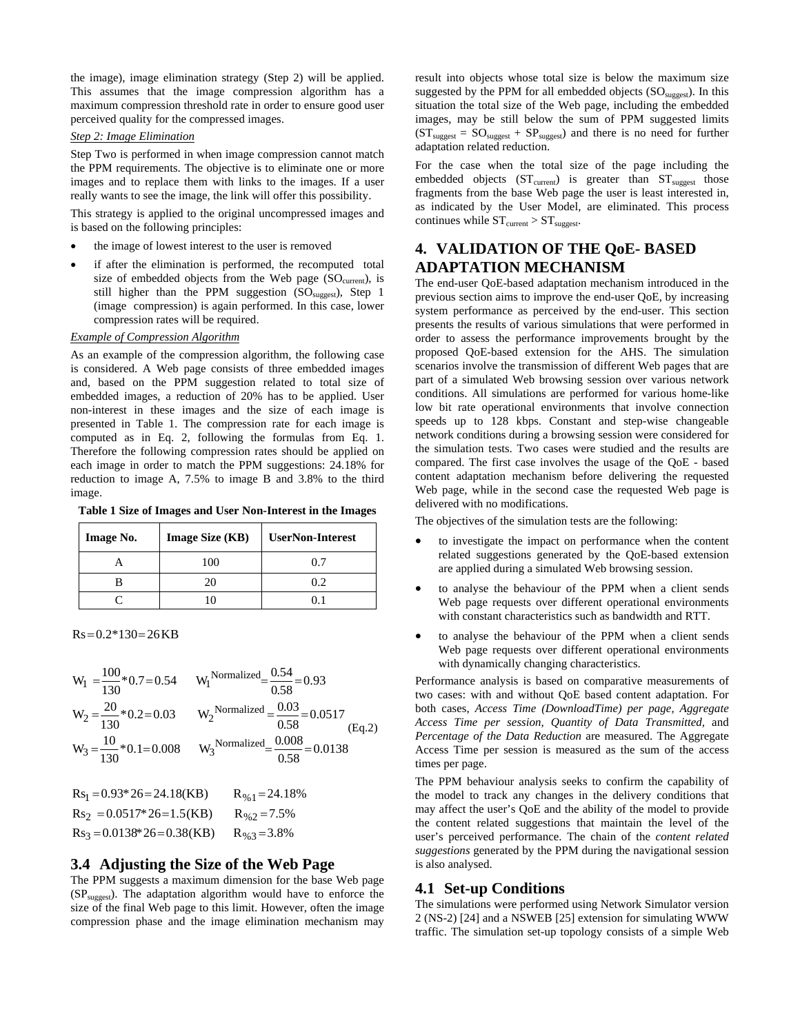the image), image elimination strategy (Step 2) will be applied. This assumes that the image compression algorithm has a maximum compression threshold rate in order to ensure good user perceived quality for the compressed images.

*Step 2: Image Elimination*

Step Two is performed in when image compression cannot match the PPM requirements. The objective is to eliminate one or more images and to replace them with links to the images. If a user really wants to see the image, the link will offer this possibility.

This strategy is applied to the original uncompressed images and is based on the following principles:

- the image of lowest interest to the user is removed
- if after the elimination is performed, the recomputed total size of embedded objects from the Web page ($SO_{current}$), is still higher than the PPM suggestion ($SO_{suggest}$), Step 1 (image compression) is again performed. In this case, lower compression rates will be required.

*Example of Compression Algorithm*

As an example of the compression algorithm, the following case is considered. A Web page consists of three embedded images and, based on the PPM suggestion related to total size of embedded images, a reduction of 20% has to be applied. User non-interest in these images and the size of each image is presented in Table 1. The compression rate for each image is computed as in Eq. 2, following the formulas from Eq. 1. Therefore the following compression rates should be applied on each image in order to match the PPM suggestions: 24.18% for reduction to image A, 7.5% to image B and 3.8% to the third image.

**Table 1 Size of Images and User Non-Interest in the Images**

| Image No. | Image Size (KB) | UserNon-Interest |
|---|---|---|
| A | 100 | 0.7 |
| B | 20 | 0.2 |
| C | 10 | 0.1 |

$$Rs = 0.2 * 130 = 26\,KB$$

$$W_1 = \frac{100}{130} * 0.7 = 0.54 \qquad W_1^{Normalized} = \frac{0.54}{0.58} = 0.93$$

$$W_2 = \frac{20}{130} * 0.2 = 0.03 \qquad W_2^{Normalized} = \frac{0.03}{0.58} = 0.0517 \qquad (Eq.2)$$

$$W_3 = \frac{10}{130} * 0.1 = 0.008 \qquad W_3^{Normalized} = \frac{0.008}{0.58} = 0.0138$$

$$Rs_1 = 0.93 * 26 = 24.18(KB) \qquad R_{\%1} = 24.18\%$$

$$Rs_2 = 0.0517 * 26 = 1.5(KB) \qquad R_{\%2} = 7.5\%$$

$$Rs_3 = 0.0138 * 26 = 0.38(KB) \qquad R_{\%3} = 3.8\%$$

### 3.4 Adjusting the Size of the Web Page

The PPM suggests a maximum dimension for the base Web page ($SP_{suggest}$). The adaptation algorithm would have to enforce the size of the final Web page to this limit. However, often the image compression phase and the image elimination mechanism may result into objects whose total size is below the maximum size suggested by the PPM for all embedded objects ($SO_{suggest}$). In this situation the total size of the Web page, including the embedded images, may be still below the sum of PPM suggested limits ($ST_{suggest} = SO_{suggest} + SP_{suggest}$) and there is no need for further adaptation related reduction.

For the case when the total size of the page including the embedded objects ($ST_{current}$) is greater than $ST_{suggest}$ those fragments from the base Web page the user is least interested in, as indicated by the User Model, are eliminated. This process continues while $ST_{current} > ST_{suggest}$.

## 4. VALIDATION OF THE QoE- BASED ADAPTATION MECHANISM

The end-user QoE-based adaptation mechanism introduced in the previous section aims to improve the end-user QoE, by increasing system performance as perceived by the end-user. This section presents the results of various simulations that were performed in order to assess the performance improvements brought by the proposed QoE-based extension for the AHS. The simulation scenarios involve the transmission of different Web pages that are part of a simulated Web browsing session over various network conditions. All simulations are performed for various home-like low bit rate operational environments that involve connection speeds up to 128 kbps. Constant and step-wise changeable network conditions during a browsing session were considered for the simulation tests. Two cases were studied and the results are compared. The first case involves the usage of the QoE - based content adaptation mechanism before delivering the requested Web page, while in the second case the requested Web page is delivered with no modifications.

The objectives of the simulation tests are the following:

- to investigate the impact on performance when the content related suggestions generated by the QoE-based extension are applied during a simulated Web browsing session.
- to analyse the behaviour of the PPM when a client sends Web page requests over different operational environments with constant characteristics such as bandwidth and RTT.
- to analyse the behaviour of the PPM when a client sends Web page requests over different operational environments with dynamically changing characteristics.

Performance analysis is based on comparative measurements of two cases: with and without QoE based content adaptation. For both cases, *Access Time (DownloadTime) per page, Aggregate Access Time per session, Quantity of Data Transmitted,* and *Percentage of the Data Reduction* are measured. The Aggregate Access Time per session is measured as the sum of the access times per page.

The PPM behaviour analysis seeks to confirm the capability of the model to track any changes in the delivery conditions that may affect the user's QoE and the ability of the model to provide the content related suggestions that maintain the level of the user's perceived performance. The chain of the *content related suggestions* generated by the PPM during the navigational session is also analysed.

### 4.1 Set-up Conditions

The simulations were performed using Network Simulator version 2 (NS-2) [24] and a NSWEB [25] extension for simulating WWW traffic. The simulation set-up topology consists of a simple Web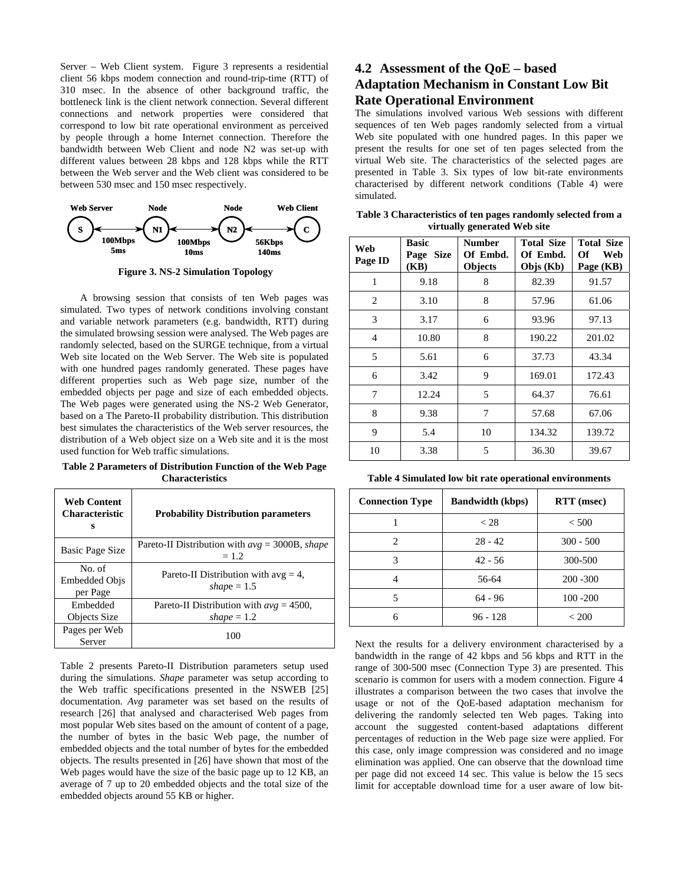Server – Web Client system. Figure 3 represents a residential client 56 kbps modem connection and round-trip-time (RTT) of 310 msec. In the absence of other background traffic, the bottleneck link is the client network connection. Several different connections and network properties were considered that correspond to low bit rate operational environment as perceived by people through a home Internet connection. Therefore the bandwidth between Web Client and node N2 was set-up with different values between 28 kbps and 128 kbps while the RTT between the Web server and the Web client was considered to be between 530 msec and 150 msec respectively.

Web Server — Node — Node — Web Client

S ⟷ N1 ⟷ N2 ⟷ C

100Mbps 5ms — 100Mbps 10ms — 56Kbps 140ms

**Figure 3. NS-2 Simulation Topology**

A browsing session that consists of ten Web pages was simulated. Two types of network conditions involving constant and variable network parameters (e.g. bandwidth, RTT) during the simulated browsing session were analysed. The Web pages are randomly selected, based on the SURGE technique, from a virtual Web site located on the Web Server. The Web site is populated with one hundred pages randomly generated. These pages have different properties such as Web page size, number of the embedded objects per page and size of each embedded objects. The Web pages were generated using the NS-2 Web Generator, based on a The Pareto-II probability distribution. This distribution best simulates the characteristics of the Web server resources, the distribution of a Web object size on a Web site and it is the most used function for Web traffic simulations.

**Table 2 Parameters of Distribution Function of the Web Page Characteristics**

| Web Content Characteristics | Probability Distribution parameters |
|---|---|
| Basic Page Size | Pareto-II Distribution with *avg* = 3000B, *shape* = 1.2 |
| No. of Embedded Objs per Page | Pareto-II Distribution with avg = 4, *shape* = 1.5 |
| Embedded Objects Size | Pareto-II Distribution with *avg* = 4500, *shape* = 1.2 |
| Pages per Web Server | 100 |

Table 2 presents Pareto-II Distribution parameters setup used during the simulations. *Shape* parameter was setup according to the Web traffic specifications presented in the NSWEB [25] documentation. *Avg* parameter was set based on the results of research [26] that analysed and characterised Web pages from most popular Web sites based on the amount of content of a page, the number of bytes in the basic Web page, the number of embedded objects and the total number of bytes for the embedded objects. The results presented in [26] have shown that most of the Web pages would have the size of the basic page up to 12 KB, an average of 7 up to 20 embedded objects and the total size of the embedded objects around 55 KB or higher.

## 4.2 Assessment of the QoE – based Adaptation Mechanism in Constant Low Bit Rate Operational Environment

The simulations involved various Web sessions with different sequences of ten Web pages randomly selected from a virtual Web site populated with one hundred pages. In this paper we present the results for one set of ten pages selected from the virtual Web site. The characteristics of the selected pages are presented in Table 3. Six types of low bit-rate environments characterised by different network conditions (Table 4) were simulated.

**Table 3 Characteristics of ten pages randomly selected from a virtually generated Web site**

| Web Page ID | Basic Page Size (KB) | Number Of Embd. Objects | Total Size Of Embd. Objs (Kb) | Total Size Of Web Page (KB) |
|---|---|---|---|---|
| 1 | 9.18 | 8 | 82.39 | 91.57 |
| 2 | 3.10 | 8 | 57.96 | 61.06 |
| 3 | 3.17 | 6 | 93.96 | 97.13 |
| 4 | 10.80 | 8 | 190.22 | 201.02 |
| 5 | 5.61 | 6 | 37.73 | 43.34 |
| 6 | 3.42 | 9 | 169.01 | 172.43 |
| 7 | 12.24 | 5 | 64.37 | 76.61 |
| 8 | 9.38 | 7 | 57.68 | 67.06 |
| 9 | 5.4 | 10 | 134.32 | 139.72 |
| 10 | 3.38 | 5 | 36.30 | 39.67 |

**Table 4 Simulated low bit rate operational environments**

| Connection Type | Bandwidth (kbps) | RTT (msec) |
|---|---|---|
| 1 | < 28 | < 500 |
| 2 | 28 - 42 | 300 - 500 |
| 3 | 42 - 56 | 300-500 |
| 4 | 56-64 | 200 -300 |
| 5 | 64 - 96 | 100 -200 |
| 6 | 96 - 128 | < 200 |

Next the results for a delivery environment characterised by a bandwidth in the range of 42 kbps and 56 kbps and RTT in the range of 300-500 msec (Connection Type 3) are presented. This scenario is common for users with a modem connection. Figure 4 illustrates a comparison between the two cases that involve the usage or not of the QoE-based adaptation mechanism for delivering the randomly selected ten Web pages. Taking into account the suggested content-based adaptations different percentages of reduction in the Web page size were applied. For this case, only image compression was considered and no image elimination was applied. One can observe that the download time per page did not exceed 14 sec. This value is below the 15 secs limit for acceptable download time for a user aware of low bit-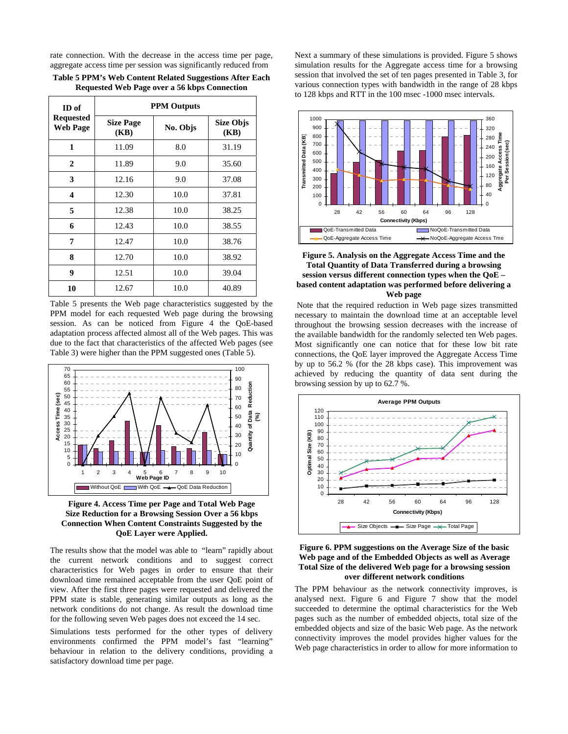rate connection. With the decrease in the access time per page, aggregate access time per session was significantly reduced from

**Table 5 PPM's Web Content Related Suggestions After Each Requested Web Page over a 56 kbps Connection**

| ID of Requested Web Page | PPM Outputs | | |
|---|---|---|---|
| | Size Page (KB) | No. Objs | Size Objs (KB) |
| 1 | 11.09 | 8.0 | 31.19 |
| 2 | 11.89 | 9.0 | 35.60 |
| 3 | 12.16 | 9.0 | 37.08 |
| 4 | 12.30 | 10.0 | 37.81 |
| 5 | 12.38 | 10.0 | 38.25 |
| 6 | 12.43 | 10.0 | 38.55 |
| 7 | 12.47 | 10.0 | 38.76 |
| 8 | 12.70 | 10.0 | 38.92 |
| 9 | 12.51 | 10.0 | 39.04 |
| 10 | 12.67 | 10.0 | 40.89 |

Table 5 presents the Web page characteristics suggested by the PPM model for each requested Web page during the browsing session. As can be noticed from Figure 4 the QoE-based adaptation process affected almost all of the Web pages. This was due to the fact that characteristics of the affected Web pages (see Table 3) were higher than the PPM suggested ones (Table 5).

**Figure 4. Access Time per Page and Total Web Page Size Reduction for a Browsing Session Over a 56 kbps Connection When Content Constraints Suggested by the QoE Layer were Applied.**

The results show that the model was able to "learn" rapidly about the current network conditions and to suggest correct characteristics for Web pages in order to ensure that their download time remained acceptable from the user QoE point of view. After the first three pages were requested and delivered the PPM state is stable, generating similar outputs as long as the network conditions do not change. As result the download time for the following seven Web pages does not exceed the 14 sec.

Simulations tests performed for the other types of delivery environments confirmed the PPM model's fast "learning" behaviour in relation to the delivery conditions, providing a satisfactory download time per page.

Next a summary of these simulations is provided. Figure 5 shows simulation results for the Aggregate access time for a browsing session that involved the set of ten pages presented in Table 3, for various connection types with bandwidth in the range of 28 kbps to 128 kbps and RTT in the 100 msec -1000 msec intervals.

**Figure 5. Analysis on the Aggregate Access Time and the Total Quantity of Data Transferred during a browsing session versus different connection types when the QoE – based content adaptation was performed before delivering a Web page**

Note that the required reduction in Web page sizes transmitted necessary to maintain the download time at an acceptable level throughout the browsing session decreases with the increase of the available bandwidth for the randomly selected ten Web pages. Most significantly one can notice that for these low bit rate connections, the QoE layer improved the Aggregate Access Time by up to 56.2 % (for the 28 kbps case). This improvement was achieved by reducing the quantity of data sent during the browsing session by up to 62.7 %.

**Figure 6. PPM suggestions on the Average Size of the basic Web page and of the Embedded Objects as well as Average Total Size of the delivered Web page for a browsing session over different network conditions**

The PPM behaviour as the network connectivity improves, is analysed next. Figure 6 and Figure 7 show that the model succeeded to determine the optimal characteristics for the Web pages such as the number of embedded objects, total size of the embedded objects and size of the basic Web page. As the network connectivity improves the model provides higher values for the Web page characteristics in order to allow for more information to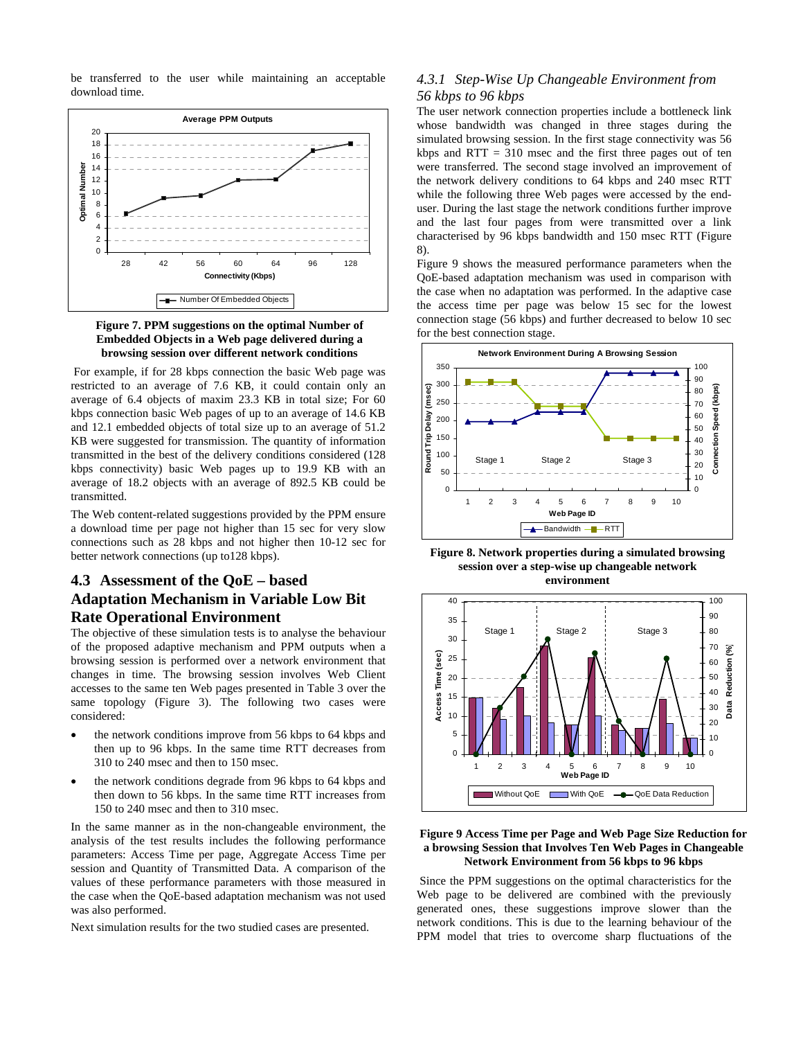be transferred to the user while maintaining an acceptable download time.

**Figure 7. PPM suggestions on the optimal Number of Embedded Objects in a Web page delivered during a browsing session over different network conditions**

For example, if for 28 kbps connection the basic Web page was restricted to an average of 7.6 KB, it could contain only an average of 6.4 objects of maxim 23.3 KB in total size; For 60 kbps connection basic Web pages of up to an average of 14.6 KB and 12.1 embedded objects of total size up to an average of 51.2 KB were suggested for transmission. The quantity of information transmitted in the best of the delivery conditions considered (128 kbps connectivity) basic Web pages up to 19.9 KB with an average of 18.2 objects with an average of 892.5 KB could be transmitted.

The Web content-related suggestions provided by the PPM ensure a download time per page not higher than 15 sec for very slow connections such as 28 kbps and not higher then 10-12 sec for better network connections (up to128 kbps).

## 4.3 Assessment of the QoE – based Adaptation Mechanism in Variable Low Bit Rate Operational Environment

The objective of these simulation tests is to analyse the behaviour of the proposed adaptive mechanism and PPM outputs when a browsing session is performed over a network environment that changes in time. The browsing session involves Web Client accesses to the same ten Web pages presented in Table 3 over the same topology (Figure 3). The following two cases were considered:

- the network conditions improve from 56 kbps to 64 kbps and then up to 96 kbps. In the same time RTT decreases from 310 to 240 msec and then to 150 msec.
- the network conditions degrade from 96 kbps to 64 kbps and then down to 56 kbps. In the same time RTT increases from 150 to 240 msec and then to 310 msec.

In the same manner as in the non-changeable environment, the analysis of the test results includes the following performance parameters: Access Time per page, Aggregate Access Time per session and Quantity of Transmitted Data. A comparison of the values of these performance parameters with those measured in the case when the QoE-based adaptation mechanism was not used was also performed.

Next simulation results for the two studied cases are presented.

### *4.3.1 Step-Wise Up Changeable Environment from 56 kbps to 96 kbps*

The user network connection properties include a bottleneck link whose bandwidth was changed in three stages during the simulated browsing session. In the first stage connectivity was 56 kbps and RTT = 310 msec and the first three pages out of ten were transferred. The second stage involved an improvement of the network delivery conditions to 64 kbps and 240 msec RTT while the following three Web pages were accessed by the end-user. During the last stage the network conditions further improve and the last four pages from were transmitted over a link characterised by 96 kbps bandwidth and 150 msec RTT (Figure 8).

Figure 9 shows the measured performance parameters when the QoE-based adaptation mechanism was used in comparison with the case when no adaptation was performed. In the adaptive case the access time per page was below 15 sec for the lowest connection stage (56 kbps) and further decreased to below 10 sec for the best connection stage.

**Figure 8. Network properties during a simulated browsing session over a step-wise up changeable network environment**

**Figure 9 Access Time per Page and Web Page Size Reduction for a browsing Session that Involves Ten Web Pages in Changeable Network Environment from 56 kbps to 96 kbps**

Since the PPM suggestions on the optimal characteristics for the Web page to be delivered are combined with the previously generated ones, these suggestions improve slower than the network conditions. This is due to the learning behaviour of the PPM model that tries to overcome sharp fluctuations of the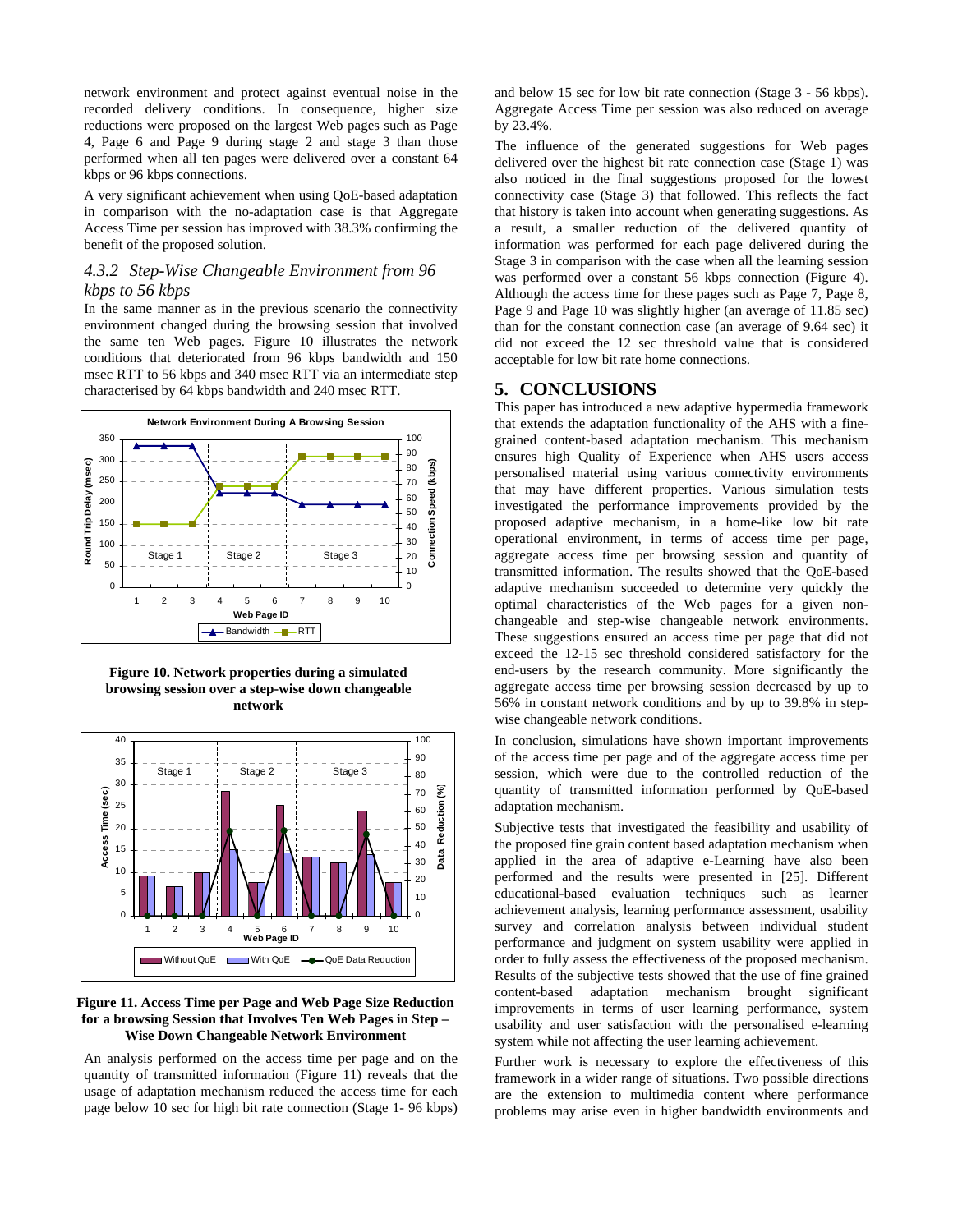network environment and protect against eventual noise in the recorded delivery conditions. In consequence, higher size reductions were proposed on the largest Web pages such as Page 4, Page 6 and Page 9 during stage 2 and stage 3 than those performed when all ten pages were delivered over a constant 64 kbps or 96 kbps connections.

A very significant achievement when using QoE-based adaptation in comparison with the no-adaptation case is that Aggregate Access Time per session has improved with 38.3% confirming the benefit of the proposed solution.

### *4.3.2 Step-Wise Changeable Environment from 96 kbps to 56 kbps*

In the same manner as in the previous scenario the connectivity environment changed during the browsing session that involved the same ten Web pages. Figure 10 illustrates the network conditions that deteriorated from 96 kbps bandwidth and 150 msec RTT to 56 kbps and 340 msec RTT via an intermediate step characterised by 64 kbps bandwidth and 240 msec RTT.

**Figure 10. Network properties during a simulated browsing session over a step-wise down changeable network**

**Figure 11. Access Time per Page and Web Page Size Reduction for a browsing Session that Involves Ten Web Pages in Step – Wise Down Changeable Network Environment**

An analysis performed on the access time per page and on the quantity of transmitted information (Figure 11) reveals that the usage of adaptation mechanism reduced the access time for each page below 10 sec for high bit rate connection (Stage 1- 96 kbps) and below 15 sec for low bit rate connection (Stage 3 - 56 kbps). Aggregate Access Time per session was also reduced on average by 23.4%.

The influence of the generated suggestions for Web pages delivered over the highest bit rate connection case (Stage 1) was also noticed in the final suggestions proposed for the lowest connectivity case (Stage 3) that followed. This reflects the fact that history is taken into account when generating suggestions. As a result, a smaller reduction of the delivered quantity of information was performed for each page delivered during the Stage 3 in comparison with the case when all the learning session was performed over a constant 56 kbps connection (Figure 4). Although the access time for these pages such as Page 7, Page 8, Page 9 and Page 10 was slightly higher (an average of 11.85 sec) than for the constant connection case (an average of 9.64 sec) it did not exceed the 12 sec threshold value that is considered acceptable for low bit rate home connections.

## 5. CONCLUSIONS

This paper has introduced a new adaptive hypermedia framework that extends the adaptation functionality of the AHS with a fine-grained content-based adaptation mechanism. This mechanism ensures high Quality of Experience when AHS users access personalised material using various connectivity environments that may have different properties. Various simulation tests investigated the performance improvements provided by the proposed adaptive mechanism, in a home-like low bit rate operational environment, in terms of access time per page, aggregate access time per browsing session and quantity of transmitted information. The results showed that the QoE-based adaptive mechanism succeeded to determine very quickly the optimal characteristics of the Web pages for a given non-changeable and step-wise changeable network environments. These suggestions ensured an access time per page that did not exceed the 12-15 sec threshold considered satisfactory for the end-users by the research community. More significantly the aggregate access time per browsing session decreased by up to 56% in constant network conditions and by up to 39.8% in step-wise changeable network conditions.

In conclusion, simulations have shown important improvements of the access time per page and of the aggregate access time per session, which were due to the controlled reduction of the quantity of transmitted information performed by QoE-based adaptation mechanism.

Subjective tests that investigated the feasibility and usability of the proposed fine grain content based adaptation mechanism when applied in the area of adaptive e-Learning have also been performed and the results were presented in [25]. Different educational-based evaluation techniques such as learner achievement analysis, learning performance assessment, usability survey and correlation analysis between individual student performance and judgment on system usability were applied in order to fully assess the effectiveness of the proposed mechanism. Results of the subjective tests showed that the use of fine grained content-based adaptation mechanism brought significant improvements in terms of user learning performance, system usability and user satisfaction with the personalised e-learning system while not affecting the user learning achievement.

Further work is necessary to explore the effectiveness of this framework in a wider range of situations. Two possible directions are the extension to multimedia content where performance problems may arise even in higher bandwidth environments and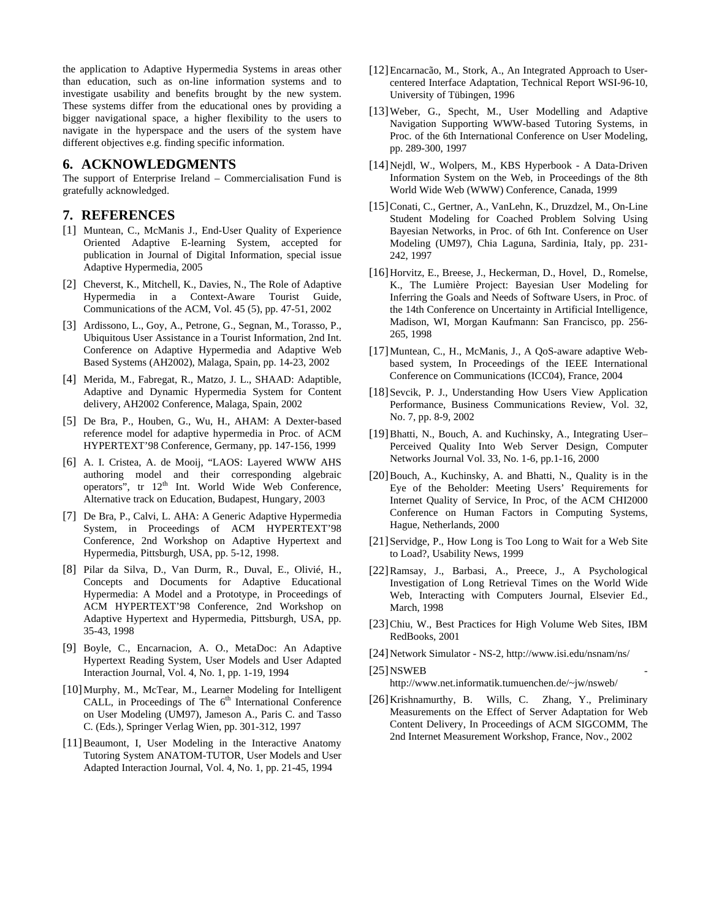the application to Adaptive Hypermedia Systems in areas other than education, such as on-line information systems and to investigate usability and benefits brought by the new system. These systems differ from the educational ones by providing a bigger navigational space, a higher flexibility to the users to navigate in the hyperspace and the users of the system have different objectives e.g. finding specific information.

## 6. ACKNOWLEDGMENTS

The support of Enterprise Ireland – Commercialisation Fund is gratefully acknowledged.

## 7. REFERENCES

[1] Muntean, C., McManis J., End-User Quality of Experience Oriented Adaptive E-learning System, accepted for publication in Journal of Digital Information, special issue Adaptive Hypermedia, 2005

[2] Cheverst, K., Mitchell, K., Davies, N., The Role of Adaptive Hypermedia in a Context-Aware Tourist Guide, Communications of the ACM, Vol. 45 (5), pp. 47-51, 2002

[3] Ardissono, L., Goy, A., Petrone, G., Segnan, M., Torasso, P., Ubiquitous User Assistance in a Tourist Information, 2nd Int. Conference on Adaptive Hypermedia and Adaptive Web Based Systems (AH2002), Malaga, Spain, pp. 14-23, 2002

[4] Merida, M., Fabregat, R., Matzo, J. L., SHAAD: Adaptible, Adaptive and Dynamic Hypermedia System for Content delivery, AH2002 Conference, Malaga, Spain, 2002

[5] De Bra, P., Houben, G., Wu, H., AHAM: A Dexter-based reference model for adaptive hypermedia in Proc. of ACM HYPERTEXT'98 Conference, Germany, pp. 147-156, 1999

[6] A. I. Cristea, A. de Mooij, "LAOS: Layered WWW AHS authoring model and their corresponding algebraic operators", tr 12th Int. World Wide Web Conference, Alternative track on Education, Budapest, Hungary, 2003

[7] De Bra, P., Calvi, L. AHA: A Generic Adaptive Hypermedia System, in Proceedings of ACM HYPERTEXT'98 Conference, 2nd Workshop on Adaptive Hypertext and Hypermedia, Pittsburgh, USA, pp. 5-12, 1998.

[8] Pilar da Silva, D., Van Durm, R., Duval, E., Olivié, H., Concepts and Documents for Adaptive Educational Hypermedia: A Model and a Prototype, in Proceedings of ACM HYPERTEXT'98 Conference, 2nd Workshop on Adaptive Hypertext and Hypermedia, Pittsburgh, USA, pp. 35-43, 1998

[9] Boyle, C., Encarnacion, A. O., MetaDoc: An Adaptive Hypertext Reading System, User Models and User Adapted Interaction Journal, Vol. 4, No. 1, pp. 1-19, 1994

[10] Murphy, M., McTear, M., Learner Modeling for Intelligent CALL, in Proceedings of The 6th International Conference on User Modeling (UM97), Jameson A., Paris C. and Tasso C. (Eds.), Springer Verlag Wien, pp. 301-312, 1997

[11] Beaumont, I, User Modeling in the Interactive Anatomy Tutoring System ANATOM-TUTOR, User Models and User Adapted Interaction Journal, Vol. 4, No. 1, pp. 21-45, 1994

[12] Encarnacão, M., Stork, A., An Integrated Approach to User-centered Interface Adaptation, Technical Report WSI-96-10, University of Tübingen, 1996

[13] Weber, G., Specht, M., User Modelling and Adaptive Navigation Supporting WWW-based Tutoring Systems, in Proc. of the 6th International Conference on User Modeling, pp. 289-300, 1997

[14] Nejdl, W., Wolpers, M., KBS Hyperbook - A Data-Driven Information System on the Web, in Proceedings of the 8th World Wide Web (WWW) Conference, Canada, 1999

[15] Conati, C., Gertner, A., VanLehn, K., Druzdzel, M., On-Line Student Modeling for Coached Problem Solving Using Bayesian Networks, in Proc. of 6th Int. Conference on User Modeling (UM97), Chia Laguna, Sardinia, Italy, pp. 231-242, 1997

[16] Horvitz, E., Breese, J., Heckerman, D., Hovel, D., Romelse, K., The Lumière Project: Bayesian User Modeling for Inferring the Goals and Needs of Software Users, in Proc. of the 14th Conference on Uncertainty in Artificial Intelligence, Madison, WI, Morgan Kaufmann: San Francisco, pp. 256-265, 1998

[17] Muntean, C., H., McManis, J., A QoS-aware adaptive Web-based system, In Proceedings of the IEEE International Conference on Communications (ICC04), France, 2004

[18] Sevcik, P. J., Understanding How Users View Application Performance, Business Communications Review, Vol. 32, No. 7, pp. 8-9, 2002

[19] Bhatti, N., Bouch, A. and Kuchinsky, A., Integrating User–Perceived Quality Into Web Server Design, Computer Networks Journal Vol. 33, No. 1-6, pp.1-16, 2000

[20] Bouch, A., Kuchinsky, A. and Bhatti, N., Quality is in the Eye of the Beholder: Meeting Users' Requirements for Internet Quality of Service, In Proc, of the ACM CHI2000 Conference on Human Factors in Computing Systems, Hague, Netherlands, 2000

[21] Servidge, P., How Long is Too Long to Wait for a Web Site to Load?, Usability News, 1999

[22] Ramsay, J., Barbasi, A., Preece, J., A Psychological Investigation of Long Retrieval Times on the World Wide Web, Interacting with Computers Journal, Elsevier Ed., March, 1998

[23] Chiu, W., Best Practices for High Volume Web Sites, IBM RedBooks, 2001

[24] Network Simulator - NS-2, http://www.isi.edu/nsnam/ns/

[25] NSWEB - http://www.net.informatik.tumuenchen.de/~jw/nsweb/

[26] Krishnamurthy, B. Wills, C. Zhang, Y., Preliminary Measurements on the Effect of Server Adaptation for Web Content Delivery, In Proceedings of ACM SIGCOMM, The 2nd Internet Measurement Workshop, France, Nov., 2002